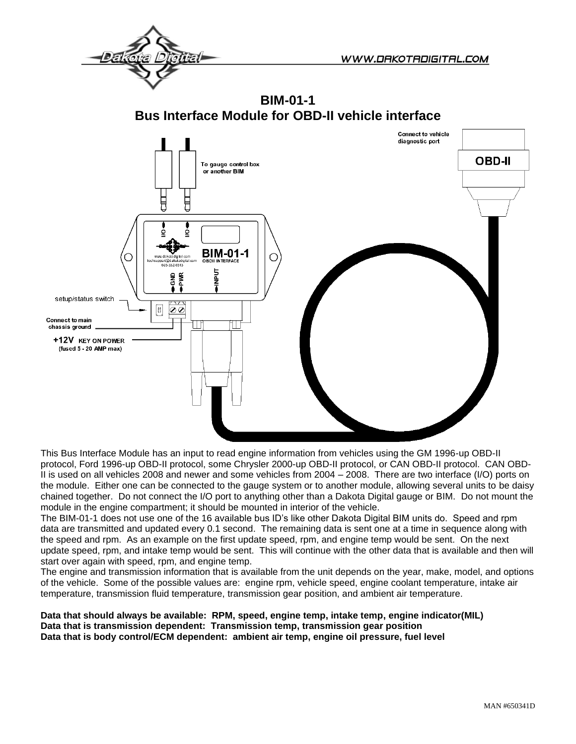# BIM-01-1
## Bus Interface Module for OBD-II vehicle interface

Connect to vehicle diagnostic port

OBD-II

To gauge control box or another BIM

setup/status switch

Connect to main chassis ground

+12V KEY ON POWER (fused 5 - 20 AMP max)

This Bus Interface Module has an input to read engine information from vehicles using the GM 1996-up OBD-II protocol, Ford 1996-up OBD-II protocol, some Chrysler 2000-up OBD-II protocol, or CAN OBD-II protocol. CAN OBD-II is used on all vehicles 2008 and newer and some vehicles from 2004 – 2008. There are two interface (I/O) ports on the module. Either one can be connected to the gauge system or to another module, allowing several units to be daisy chained together. Do not connect the I/O port to anything other than a Dakota Digital gauge or BIM. Do not mount the module in the engine compartment; it should be mounted in interior of the vehicle.

The BIM-01-1 does not use one of the 16 available bus ID's like other Dakota Digital BIM units do. Speed and rpm data are transmitted and updated every 0.1 second. The remaining data is sent one at a time in sequence along with the speed and rpm. As an example on the first update speed, rpm, and engine temp would be sent. On the next update speed, rpm, and intake temp would be sent. This will continue with the other data that is available and then will start over again with speed, rpm, and engine temp.

The engine and transmission information that is available from the unit depends on the year, make, model, and options of the vehicle. Some of the possible values are: engine rpm, vehicle speed, engine coolant temperature, intake air temperature, transmission fluid temperature, transmission gear position, and ambient air temperature.

**Data that should always be available: RPM, speed, engine temp, intake temp, engine indicator(MIL)**
**Data that is transmission dependent: Transmission temp, transmission gear position**
**Data that is body control/ECM dependent: ambient air temp, engine oil pressure, fuel level**

MAN #650341D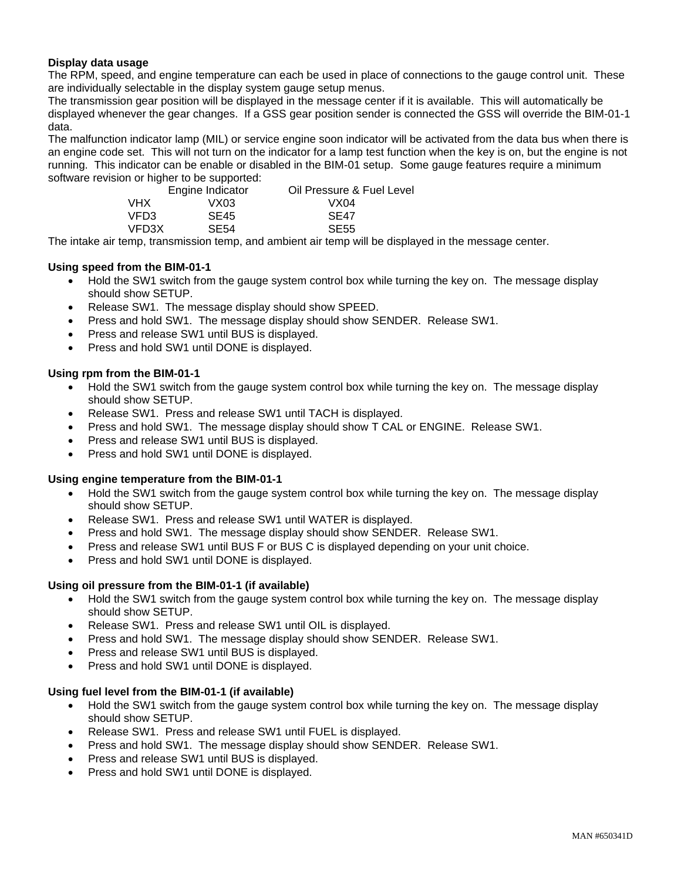**Display data usage**

The RPM, speed, and engine temperature can each be used in place of connections to the gauge control unit. These are individually selectable in the display system gauge setup menus.

The transmission gear position will be displayed in the message center if it is available. This will automatically be displayed whenever the gear changes. If a GSS gear position sender is connected the GSS will override the BIM-01-1 data.

The malfunction indicator lamp (MIL) or service engine soon indicator will be activated from the data bus when there is an engine code set. This will not turn on the indicator for a lamp test function when the key is on, but the engine is not running. This indicator can be enable or disabled in the BIM-01 setup. Some gauge features require a minimum software revision or higher to be supported:

| | Engine Indicator | Oil Pressure & Fuel Level |
|---|---|---|
| VHX | VX03 | VX04 |
| VFD3 | SE45 | SE47 |
| VFD3X | SE54 | SE55 |

The intake air temp, transmission temp, and ambient air temp will be displayed in the message center.

**Using speed from the BIM-01-1**

- Hold the SW1 switch from the gauge system control box while turning the key on. The message display should show SETUP.
- Release SW1. The message display should show SPEED.
- Press and hold SW1. The message display should show SENDER. Release SW1.
- Press and release SW1 until BUS is displayed.
- Press and hold SW1 until DONE is displayed.

**Using rpm from the BIM-01-1**

- Hold the SW1 switch from the gauge system control box while turning the key on. The message display should show SETUP.
- Release SW1. Press and release SW1 until TACH is displayed.
- Press and hold SW1. The message display should show T CAL or ENGINE. Release SW1.
- Press and release SW1 until BUS is displayed.
- Press and hold SW1 until DONE is displayed.

**Using engine temperature from the BIM-01-1**

- Hold the SW1 switch from the gauge system control box while turning the key on. The message display should show SETUP.
- Release SW1. Press and release SW1 until WATER is displayed.
- Press and hold SW1. The message display should show SENDER. Release SW1.
- Press and release SW1 until BUS F or BUS C is displayed depending on your unit choice.
- Press and hold SW1 until DONE is displayed.

**Using oil pressure from the BIM-01-1 (if available)**

- Hold the SW1 switch from the gauge system control box while turning the key on. The message display should show SETUP.
- Release SW1. Press and release SW1 until OIL is displayed.
- Press and hold SW1. The message display should show SENDER. Release SW1.
- Press and release SW1 until BUS is displayed.
- Press and hold SW1 until DONE is displayed.

**Using fuel level from the BIM-01-1 (if available)**

- Hold the SW1 switch from the gauge system control box while turning the key on. The message display should show SETUP.
- Release SW1. Press and release SW1 until FUEL is displayed.
- Press and hold SW1. The message display should show SENDER. Release SW1.
- Press and release SW1 until BUS is displayed.
- Press and hold SW1 until DONE is displayed.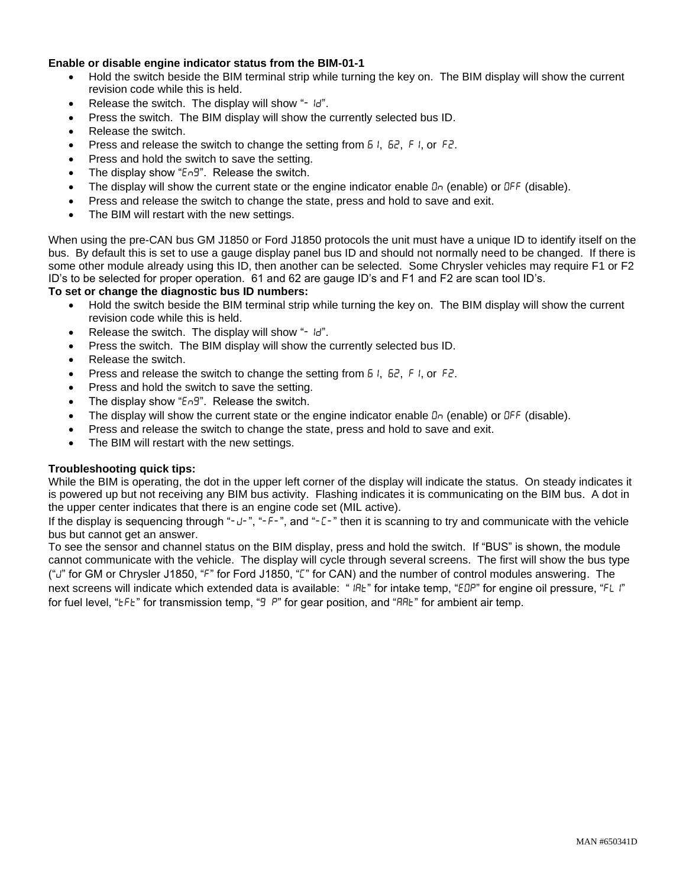**Enable or disable engine indicator status from the BIM-01-1**

- Hold the switch beside the BIM terminal strip while turning the key on. The BIM display will show the current revision code while this is held.
- Release the switch. The display will show "- Id".
- Press the switch. The BIM display will show the currently selected bus ID.
- Release the switch.
- Press and release the switch to change the setting from 61, 62, F1, or F2.
- Press and hold the switch to save the setting.
- The display show "Eng". Release the switch.
- The display will show the current state or the engine indicator enable On (enable) or OFF (disable).
- Press and release the switch to change the state, press and hold to save and exit.
- The BIM will restart with the new settings.

When using the pre-CAN bus GM J1850 or Ford J1850 protocols the unit must have a unique ID to identify itself on the bus. By default this is set to use a gauge display panel bus ID and should not normally need to be changed. If there is some other module already using this ID, then another can be selected. Some Chrysler vehicles may require F1 or F2 ID's to be selected for proper operation. 61 and 62 are gauge ID's and F1 and F2 are scan tool ID's.

**To set or change the diagnostic bus ID numbers:**

- Hold the switch beside the BIM terminal strip while turning the key on. The BIM display will show the current revision code while this is held.
- Release the switch. The display will show "- Id".
- Press the switch. The BIM display will show the currently selected bus ID.
- Release the switch.
- Press and release the switch to change the setting from 61, 62, F1, or F2.
- Press and hold the switch to save the setting.
- The display show "Eng". Release the switch.
- The display will show the current state or the engine indicator enable On (enable) or OFF (disable).
- Press and release the switch to change the state, press and hold to save and exit.
- The BIM will restart with the new settings.

**Troubleshooting quick tips:**

While the BIM is operating, the dot in the upper left corner of the display will indicate the status. On steady indicates it is powered up but not receiving any BIM bus activity. Flashing indicates it is communicating on the BIM bus. A dot in the upper center indicates that there is an engine code set (MIL active).

If the display is sequencing through "-J-", "-F-", and "-C-" then it is scanning to try and communicate with the vehicle bus but cannot get an answer.

To see the sensor and channel status on the BIM display, press and hold the switch. If "BUS" is shown, the module cannot communicate with the vehicle. The display will cycle through several screens. The first will show the bus type ("J" for GM or Chrysler J1850, "F" for Ford J1850, "C" for CAN) and the number of control modules answering. The next screens will indicate which extended data is available: " IAt" for intake temp, "EOP" for engine oil pressure, "FL I" for fuel level, "tFt" for transmission temp, "g P" for gear position, and "AAt" for ambient air temp.

MAN #650341D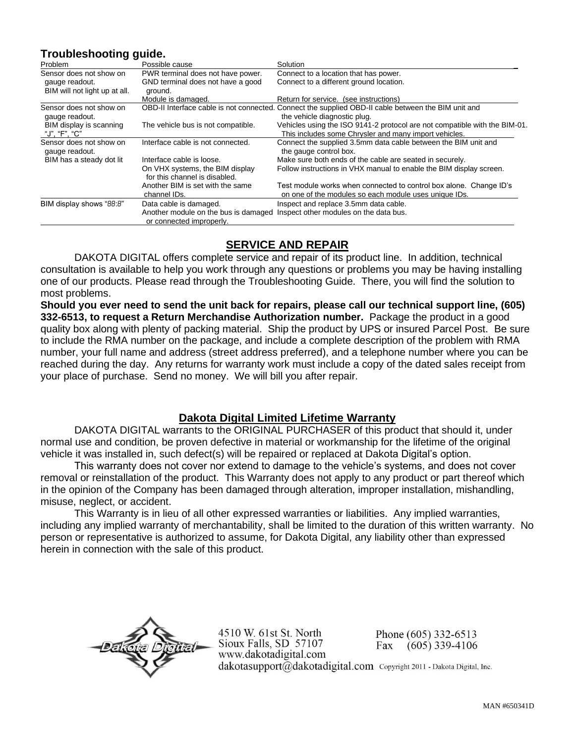## Troubleshooting guide.

| Problem | Possible cause | Solution |
|---|---|---|
| Sensor does not show on gauge readout. BIM will not light up at all. | PWR terminal does not have power. | Connect to a location that has power. |
| | GND terminal does not have a good ground. | Connect to a different ground location. |
| | Module is damaged. | Return for service. (see instructions) |
| Sensor does not show on gauge readout. BIM display is scanning "J", "F", "C" | OBD-II Interface cable is not connected. | Connect the supplied OBD-II cable between the BIM unit and the vehicle diagnostic plug. |
| | The vehicle bus is not compatible. | Vehicles using the ISO 9141-2 protocol are not compatible with the BIM-01. This includes some Chrysler and many import vehicles. |
| Sensor does not show on gauge readout. BIM has a steady dot lit | Interface cable is not connected. | Connect the supplied 3.5mm data cable between the BIM unit and the gauge control box. |
| | Interface cable is loose. | Make sure both ends of the cable are seated in securely. |
| | On VHX systems, the BIM display for this channel is disabled. | Follow instructions in VHX manual to enable the BIM display screen. |
| | Another BIM is set with the same channel IDs. | Test module works when connected to control box alone. Change ID's on one of the modules so each module uses unique IDs. |
| BIM display shows "88:8" | Data cable is damaged. | Inspect and replace 3.5mm data cable. |
| | Another module on the bus is damaged or connected improperly. | Inspect other modules on the data bus. |

## SERVICE AND REPAIR

DAKOTA DIGITAL offers complete service and repair of its product line. In addition, technical consultation is available to help you work through any questions or problems you may be having installing one of our products. Please read through the Troubleshooting Guide. There, you will find the solution to most problems.

**Should you ever need to send the unit back for repairs, please call our technical support line, (605) 332-6513, to request a Return Merchandise Authorization number.** Package the product in a good quality box along with plenty of packing material. Ship the product by UPS or insured Parcel Post. Be sure to include the RMA number on the package, and include a complete description of the problem with RMA number, your full name and address (street address preferred), and a telephone number where you can be reached during the day. Any returns for warranty work must include a copy of the dated sales receipt from your place of purchase. Send no money. We will bill you after repair.

## Dakota Digital Limited Lifetime Warranty

DAKOTA DIGITAL warrants to the ORIGINAL PURCHASER of this product that should it, under normal use and condition, be proven defective in material or workmanship for the lifetime of the original vehicle it was installed in, such defect(s) will be repaired or replaced at Dakota Digital's option.

This warranty does not cover nor extend to damage to the vehicle's systems, and does not cover removal or reinstallation of the product. This Warranty does not apply to any product or part thereof which in the opinion of the Company has been damaged through alteration, improper installation, mishandling, misuse, neglect, or accident.

This Warranty is in lieu of all other expressed warranties or liabilities. Any implied warranties, including any implied warranty of merchantability, shall be limited to the duration of this written warranty. No person or representative is authorized to assume, for Dakota Digital, any liability other than expressed herein in connection with the sale of this product.

Dakota Digital

4510 W. 61st St. North
Sioux Falls, SD 57107
www.dakotadigital.com
dakotasupport@dakotadigital.com

Phone (605) 332-6513
Fax (605) 339-4106

Copyright 2011 - Dakota Digital, Inc.

MAN #650341D